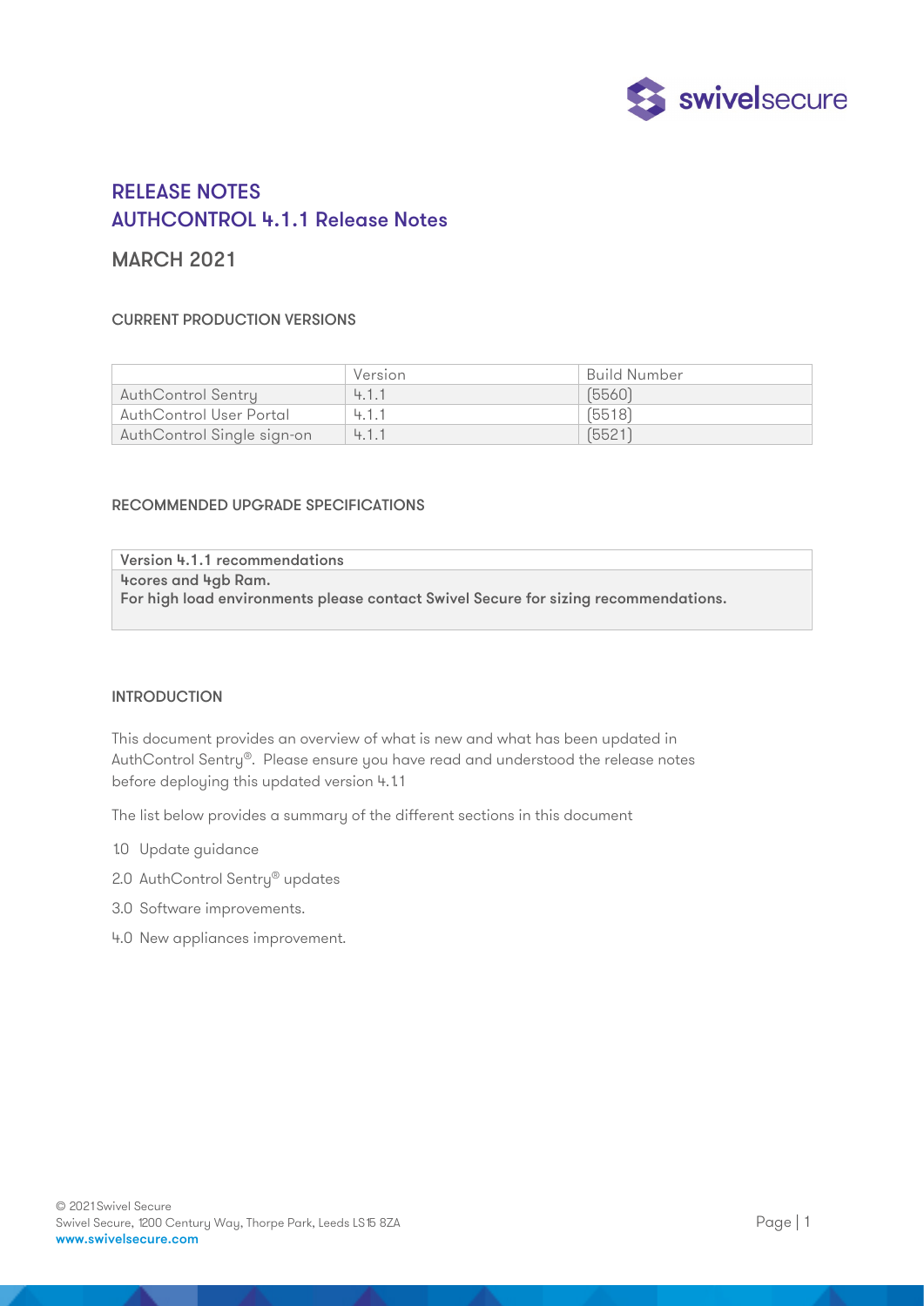# RELEASE NOTES
# AUTHCONTROL 4.1.1 Release Notes

## MARCH 2021

### CURRENT PRODUCTION VERSIONS

| | Version | Build Number |
|---|---|---|
| AuthControl Sentry | 4.1.1 | (5560) |
| AuthControl User Portal | 4.1.1 | (5518) |
| AuthControl Single sign-on | 4.1.1 | (5521) |

### RECOMMENDED UPGRADE SPECIFICATIONS

| Version 4.1.1 recommendations |
|---|
| **4cores and 4gb Ram.**<br>**For high load environments please contact Swivel Secure for sizing recommendations.** |

### INTRODUCTION

This document provides an overview of what is new and what has been updated in AuthControl Sentry®. Please ensure you have read and understood the release notes before deploying this updated version 4.1.1

The list below provides a summary of the different sections in this document

1.0 Update guidance

2.0 AuthControl Sentry® updates

3.0 Software improvements.

4.0 New appliances improvement.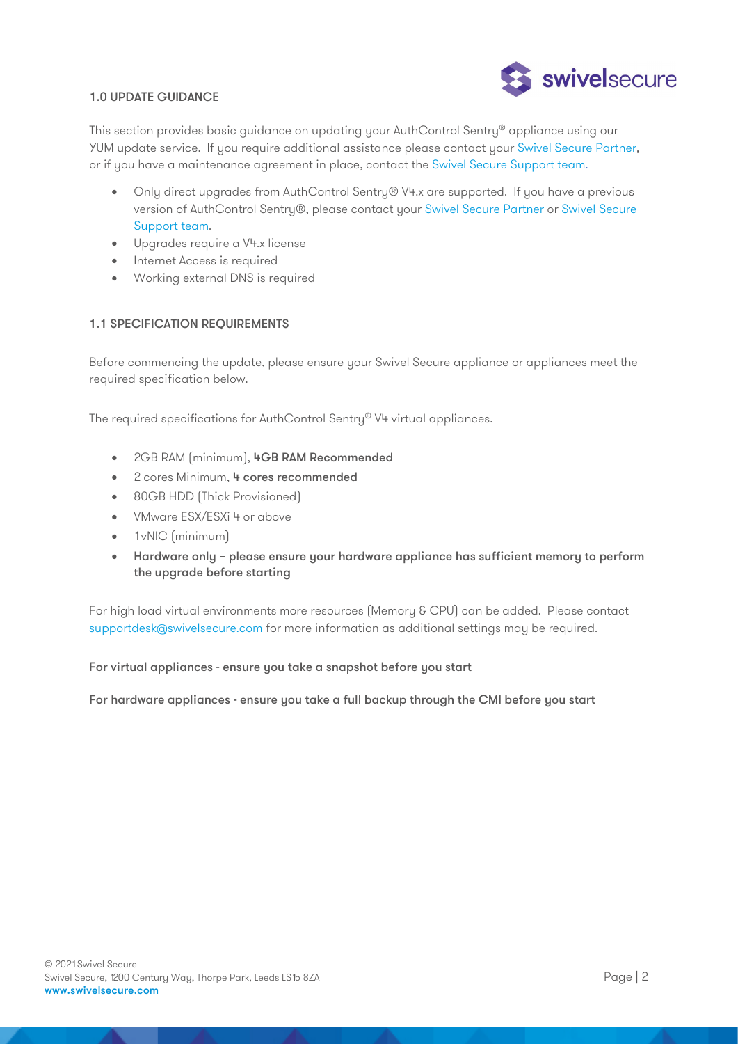## 1.0 UPDATE GUIDANCE

This section provides basic guidance on updating your AuthControl Sentry® appliance using our YUM update service. If you require additional assistance please contact your Swivel Secure Partner, or if you have a maintenance agreement in place, contact the Swivel Secure Support team.

- Only direct upgrades from AuthControl Sentry® V4.x are supported. If you have a previous version of AuthControl Sentry®, please contact your Swivel Secure Partner or Swivel Secure Support team.
- Upgrades require a V4.x license
- Internet Access is required
- Working external DNS is required

## 1.1 SPECIFICATION REQUIREMENTS

Before commencing the update, please ensure your Swivel Secure appliance or appliances meet the required specification below.

The required specifications for AuthControl Sentry® V4 virtual appliances.

- 2GB RAM (minimum), **4GB RAM Recommended**
- 2 cores Minimum, **4 cores recommended**
- 80GB HDD (Thick Provisioned)
- VMware ESX/ESXi 4 or above
- 1vNIC (minimum)
- **Hardware only – please ensure your hardware appliance has sufficient memory to perform the upgrade before starting**

For high load virtual environments more resources (Memory & CPU) can be added. Please contact supportdesk@swivelsecure.com for more information as additional settings may be required.

**For virtual appliances - ensure you take a snapshot before you start**

**For hardware appliances - ensure you take a full backup through the CMI before you start**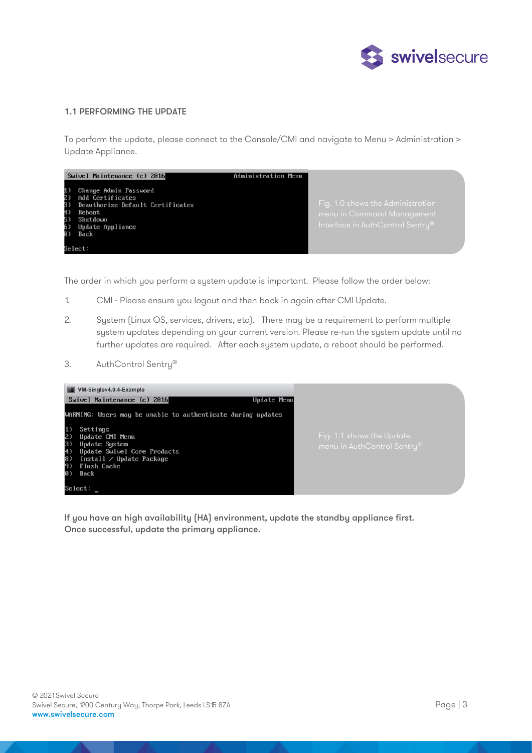### 1.1 PERFORMING THE UPDATE

To perform the update, please connect to the Console/CMI and navigate to Menu > Administration > Update Appliance.

```
Swivel Maintenance (c) 2016                    Administration Menu

1)  Change Admin Password
2)  Add Certificates
3)  Deauthorize Default Certificates
4)  Reboot
5)  Shutdown
6)  Update Appliance
0)  Back

Select:
```

Fig. 1.0 shows the Administration menu in Command Management Interface in AuthControl Sentry®

The order in which you perform a system update is important. Please follow the order below:

1. CMI - Please ensure you logout and then back in again after CMI Update.
2. System (Linux OS, services, drivers, etc). There may be a requirement to perform multiple system updates depending on your current version. Please re-run the system update until no further updates are required. After each system update, a reboot should be performed.
3. AuthControl Sentry®

```
VM-Singlev4.0.4-Example
Swivel Maintenance (c) 2016                    Update Menu

WARNING: Users may be unable to authenticate during updates

1)  Settings
2)  Update CMI Menu
3)  Update System
4)  Update Swivel Core Products
8)  Install / Update Package
9)  Flush Cache
0)  Back

Select: _
```

Fig. 1.1 shows the Update menu in AuthControl Sentry®

**If you have an high availability (HA) environment, update the standby appliance first. Once successful, update the primary appliance.**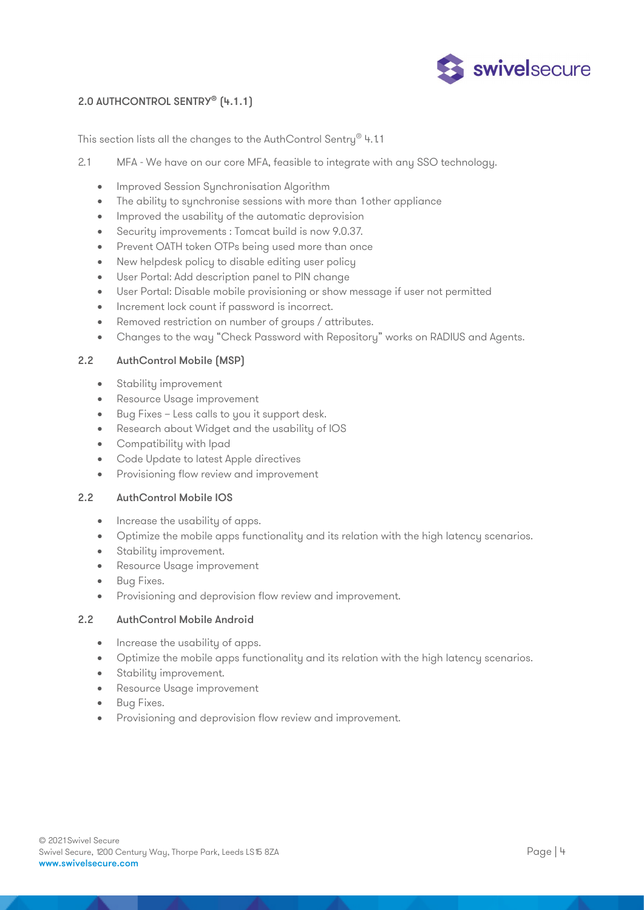## 2.0 AUTHCONTROL SENTRY® (4.1.1)

This section lists all the changes to the AuthControl Sentry® 4.1.1

### 2.1 MFA - We have on our core MFA, feasible to integrate with any SSO technology.

- Improved Session Synchronisation Algorithm
- The ability to synchronise sessions with more than 1 other appliance
- Improved the usability of the automatic deprovision
- Security improvements : Tomcat build is now 9.0.37.
- Prevent OATH token OTPs being used more than once
- New helpdesk policy to disable editing user policy
- User Portal: Add description panel to PIN change
- User Portal: Disable mobile provisioning or show message if user not permitted
- Increment lock count if password is incorrect.
- Removed restriction on number of groups / attributes.
- Changes to the way "Check Password with Repository" works on RADIUS and Agents.

### 2.2 AuthControl Mobile (MSP)

- Stability improvement
- Resource Usage improvement
- Bug Fixes – Less calls to you it support desk.
- Research about Widget and the usability of IOS
- Compatibility with Ipad
- Code Update to latest Apple directives
- Provisioning flow review and improvement

### 2.2 AuthControl Mobile IOS

- Increase the usability of apps.
- Optimize the mobile apps functionality and its relation with the high latency scenarios.
- Stability improvement.
- Resource Usage improvement
- Bug Fixes.
- Provisioning and deprovision flow review and improvement.

### 2.2 AuthControl Mobile Android

- Increase the usability of apps.
- Optimize the mobile apps functionality and its relation with the high latency scenarios.
- Stability improvement.
- Resource Usage improvement
- Bug Fixes.
- Provisioning and deprovision flow review and improvement.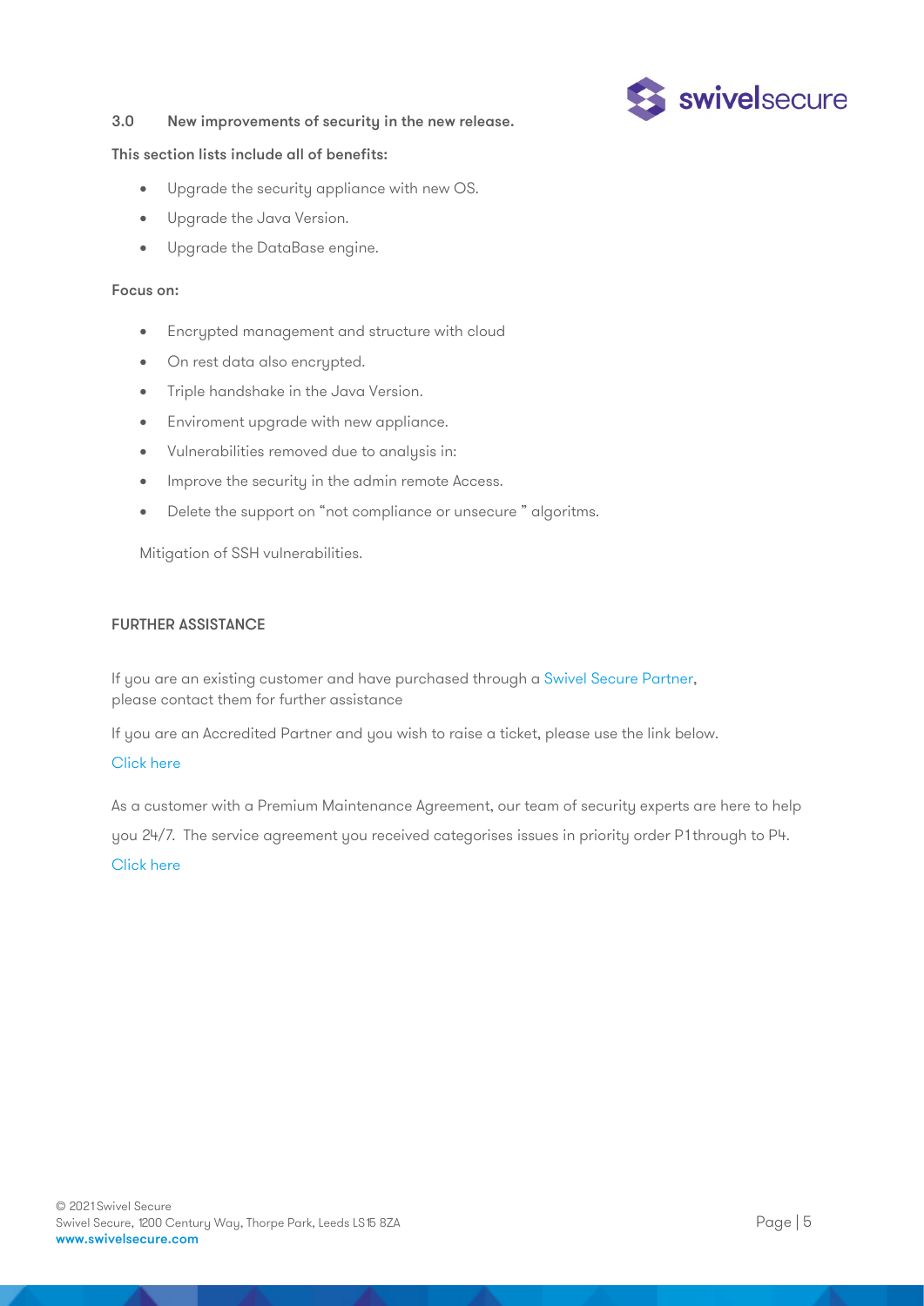## 3.0 New improvements of security in the new release.

This section lists include all of benefits:

- Upgrade the security appliance with new OS.
- Upgrade the Java Version.
- Upgrade the DataBase engine.

Focus on:

- Encrypted management and structure with cloud
- On rest data also encrypted.
- Triple handshake in the Java Version.
- Enviroment upgrade with new appliance.
- Vulnerabilities removed due to analysis in:
- Improve the security in the admin remote Access.
- Delete the support on "not compliance or unsecure " algoritms.

Mitigation of SSH vulnerabilities.

## FURTHER ASSISTANCE

If you are an existing customer and have purchased through a Swivel Secure Partner, please contact them for further assistance

If you are an Accredited Partner and you wish to raise a ticket, please use the link below.

Click here

As a customer with a Premium Maintenance Agreement, our team of security experts are here to help you 24/7. The service agreement you received categorises issues in priority order P1 through to P4.

Click here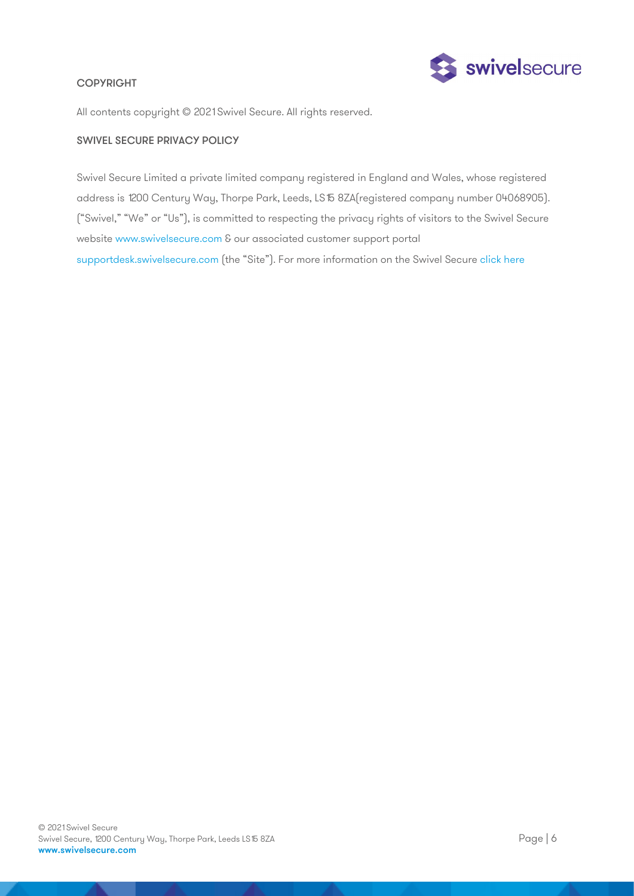## COPYRIGHT

All contents copyright © 2021 Swivel Secure. All rights reserved.

## SWIVEL SECURE PRIVACY POLICY

Swivel Secure Limited a private limited company registered in England and Wales, whose registered address is 1200 Century Way, Thorpe Park, Leeds, LS15 8ZA(registered company number 04068905). ("Swivel," "We" or "Us"), is committed to respecting the privacy rights of visitors to the Swivel Secure website www.swivelsecure.com & our associated customer support portal supportdesk.swivelsecure.com (the "Site"). For more information on the Swivel Secure click here